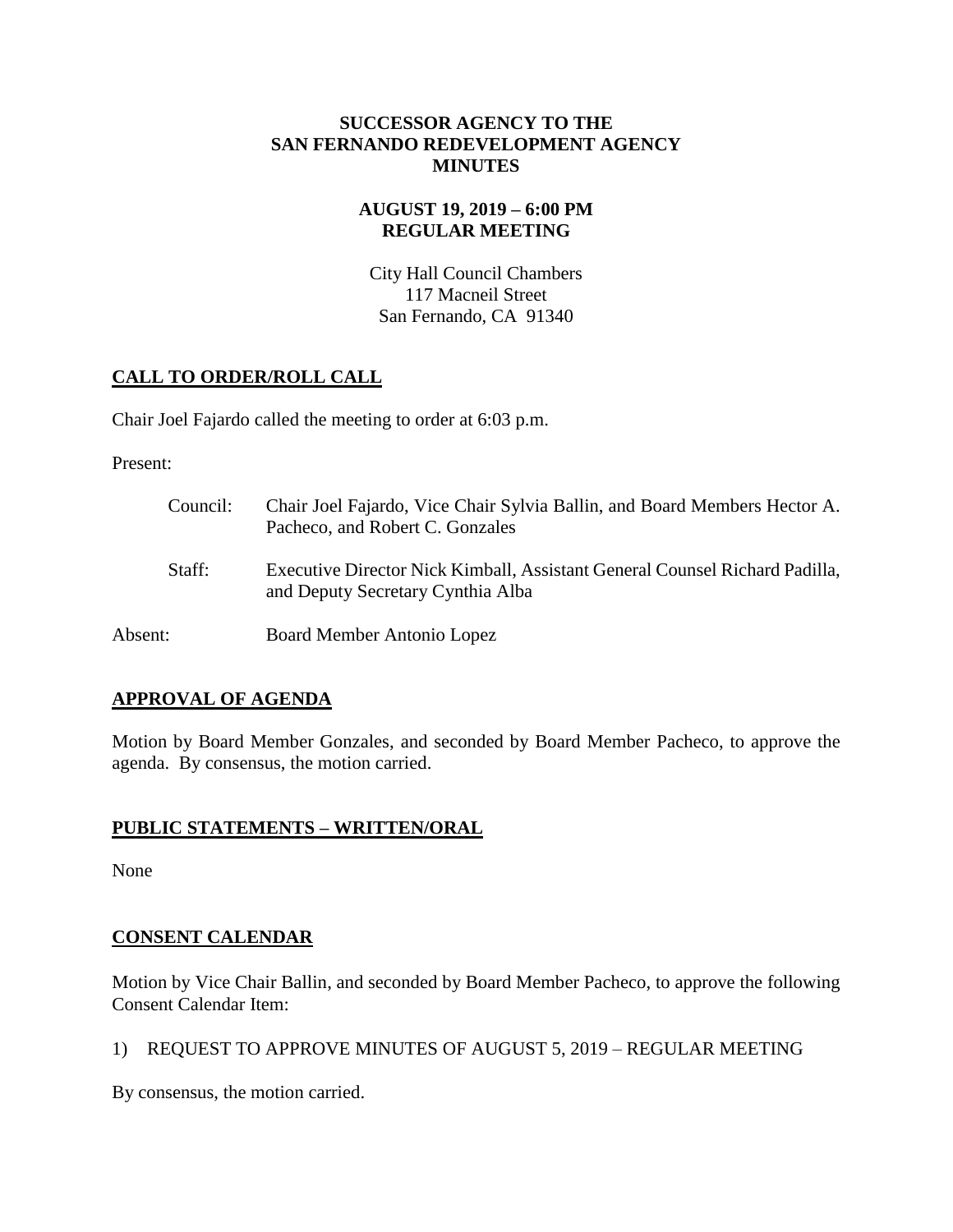**SUCCESSOR AGENCY TO THE**
**SAN FERNANDO REDEVELOPMENT AGENCY**
**MINUTES**

**AUGUST 19, 2019 – 6:00 PM**
**REGULAR MEETING**

City Hall Council Chambers
117 Macneil Street
San Fernando, CA 91340

## CALL TO ORDER/ROLL CALL

Chair Joel Fajardo called the meeting to order at 6:03 p.m.

Present:

Council: Chair Joel Fajardo, Vice Chair Sylvia Ballin, and Board Members Hector A. Pacheco, and Robert C. Gonzales

Staff: Executive Director Nick Kimball, Assistant General Counsel Richard Padilla, and Deputy Secretary Cynthia Alba

Absent: Board Member Antonio Lopez

## APPROVAL OF AGENDA

Motion by Board Member Gonzales, and seconded by Board Member Pacheco, to approve the agenda. By consensus, the motion carried.

## PUBLIC STATEMENTS – WRITTEN/ORAL

None

## CONSENT CALENDAR

Motion by Vice Chair Ballin, and seconded by Board Member Pacheco, to approve the following Consent Calendar Item:

1) REQUEST TO APPROVE MINUTES OF AUGUST 5, 2019 – REGULAR MEETING

By consensus, the motion carried.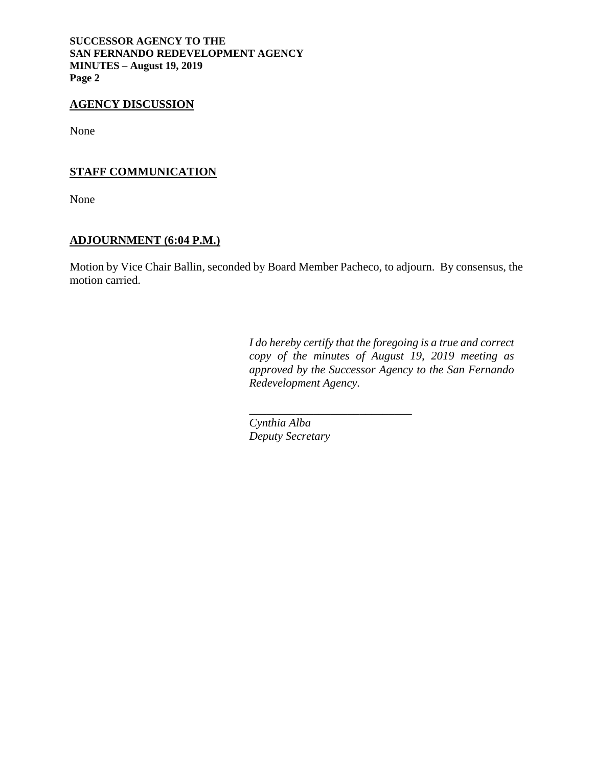## AGENCY DISCUSSION

None

## STAFF COMMUNICATION

None

## ADJOURNMENT (6:04 P.M.)

Motion by Vice Chair Ballin, seconded by Board Member Pacheco, to adjourn. By consensus, the motion carried.

*I do hereby certify that the foregoing is a true and correct copy of the minutes of August 19, 2019 meeting as approved by the Successor Agency to the San Fernando Redevelopment Agency.*

____________________________

*Cynthia Alba*
*Deputy Secretary*